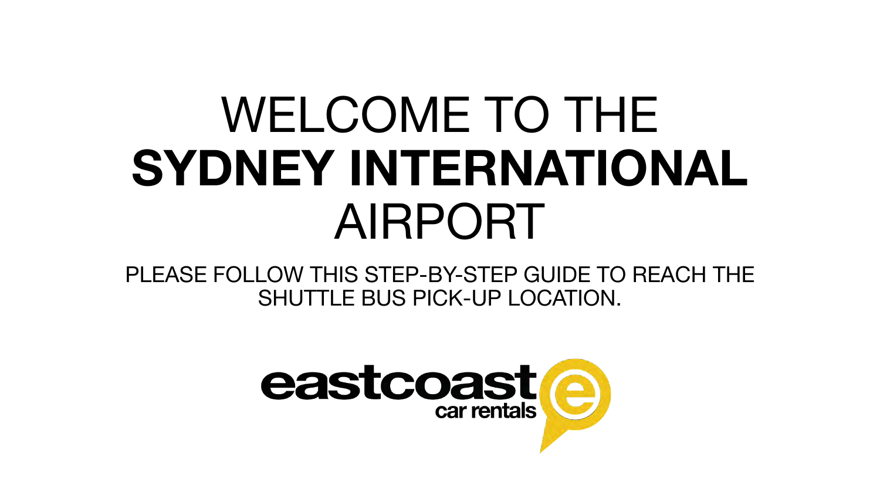# WELCOME TO THE **SYDNEY INTERNATIONAL** AIRPORT

PLEASE FOLLOW THIS STEP-BY-STEP GUIDE TO REACH THE SHUTTLE BUS PICK-UP LOCATION.

eastcoast car rentals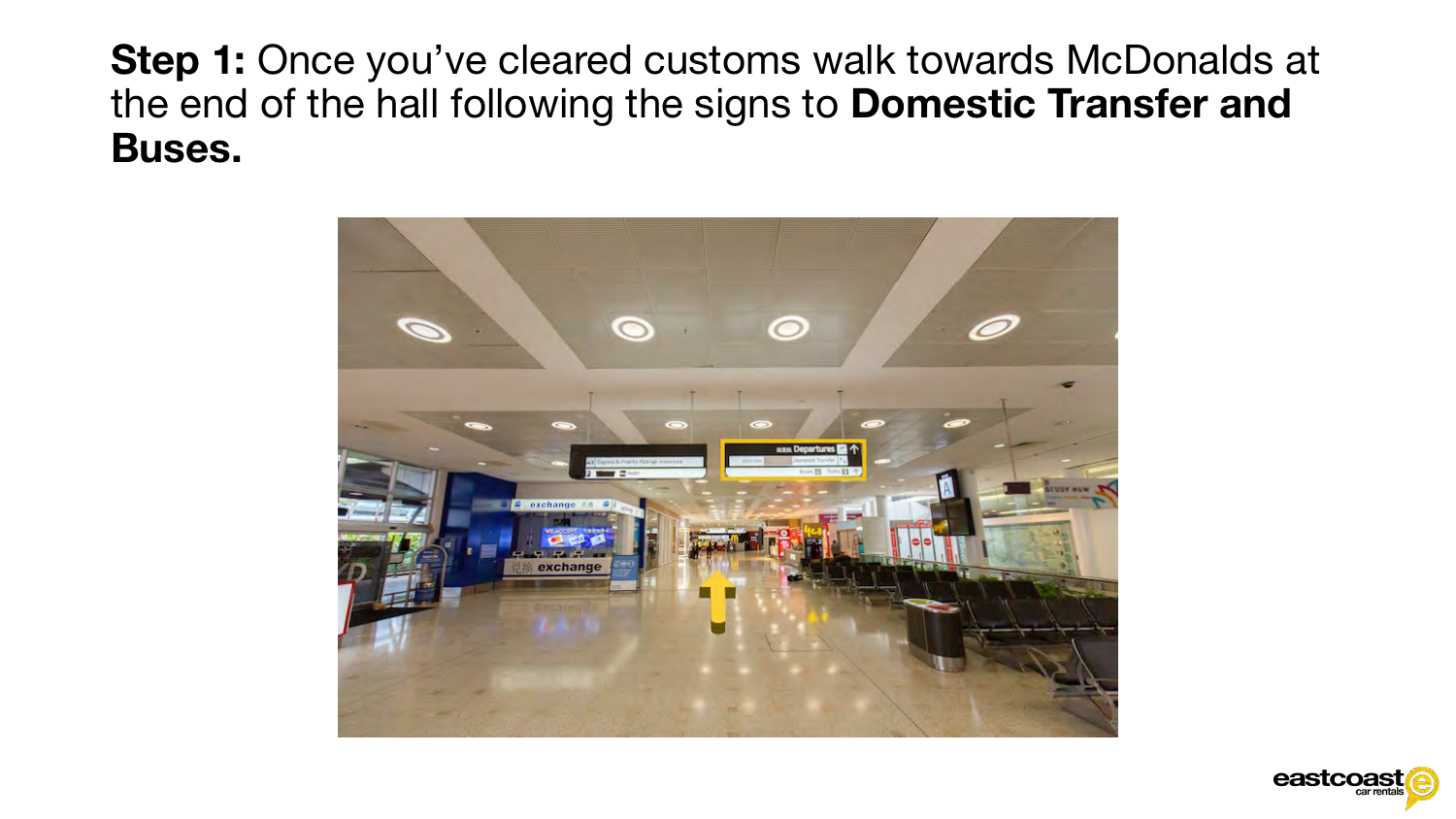**Step 1:** Once you've cleared customs walk towards McDonalds at the end of the hall following the signs to **Domestic Transfer and Buses.**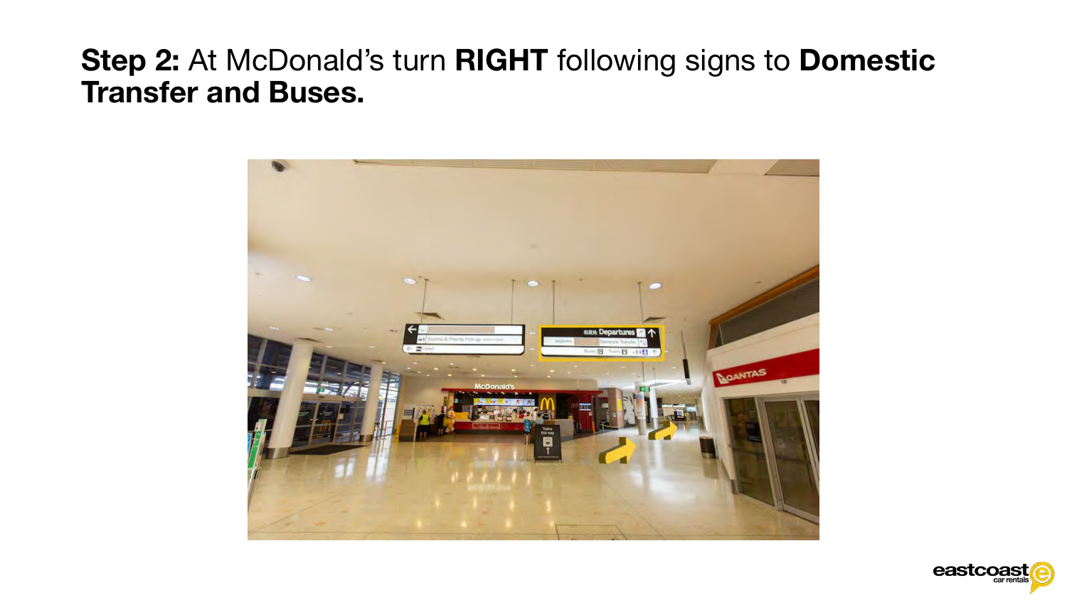**Step 2:** At McDonald's turn **RIGHT** following signs to **Domestic Transfer and Buses.**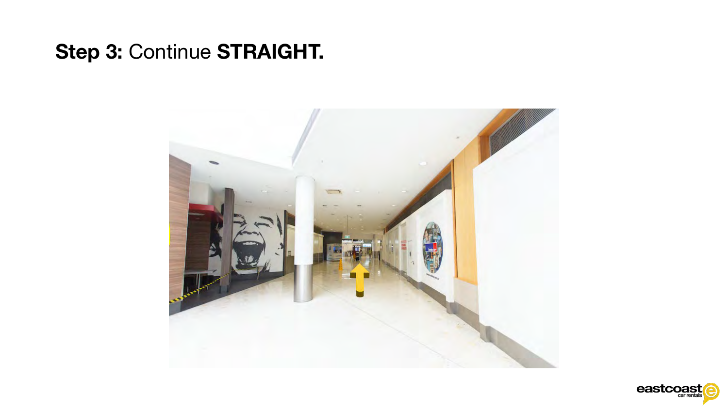**Step 3:** Continue **STRAIGHT.**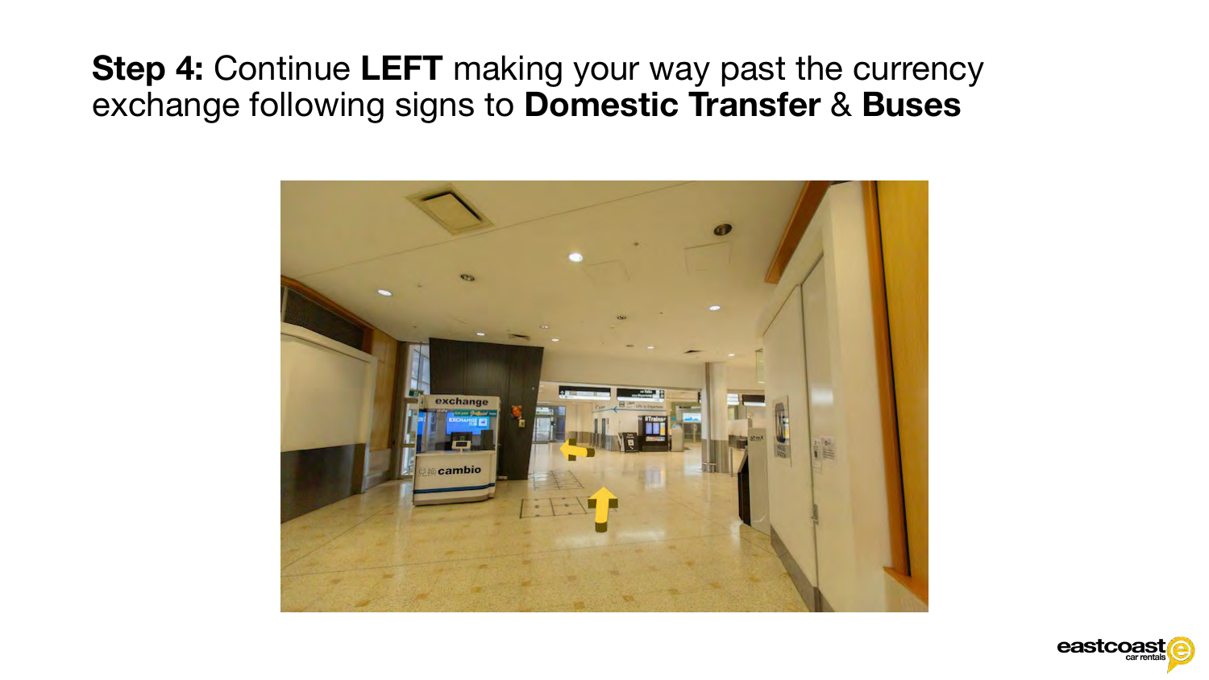**Step 4:** Continue **LEFT** making your way past the currency exchange following signs to **Domestic Transfer** & **Buses**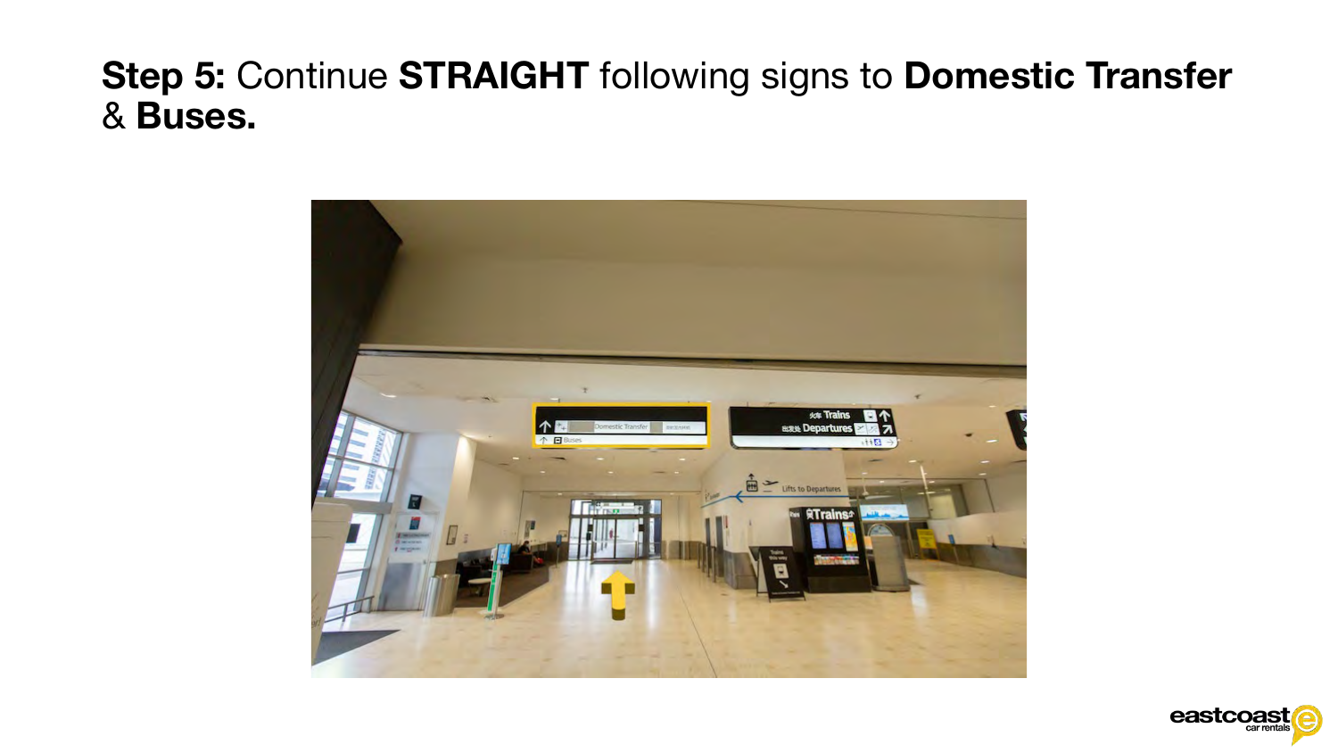**Step 5:** Continue **STRAIGHT** following signs to **Domestic Transfer** & **Buses.**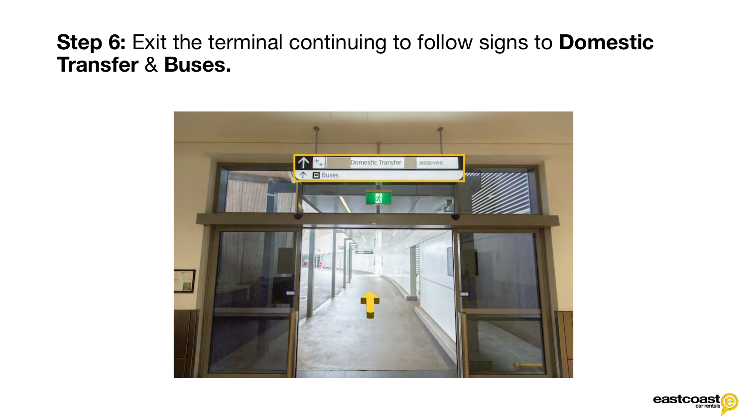**Step 6:** Exit the terminal continuing to follow signs to **Domestic Transfer** & **Buses.**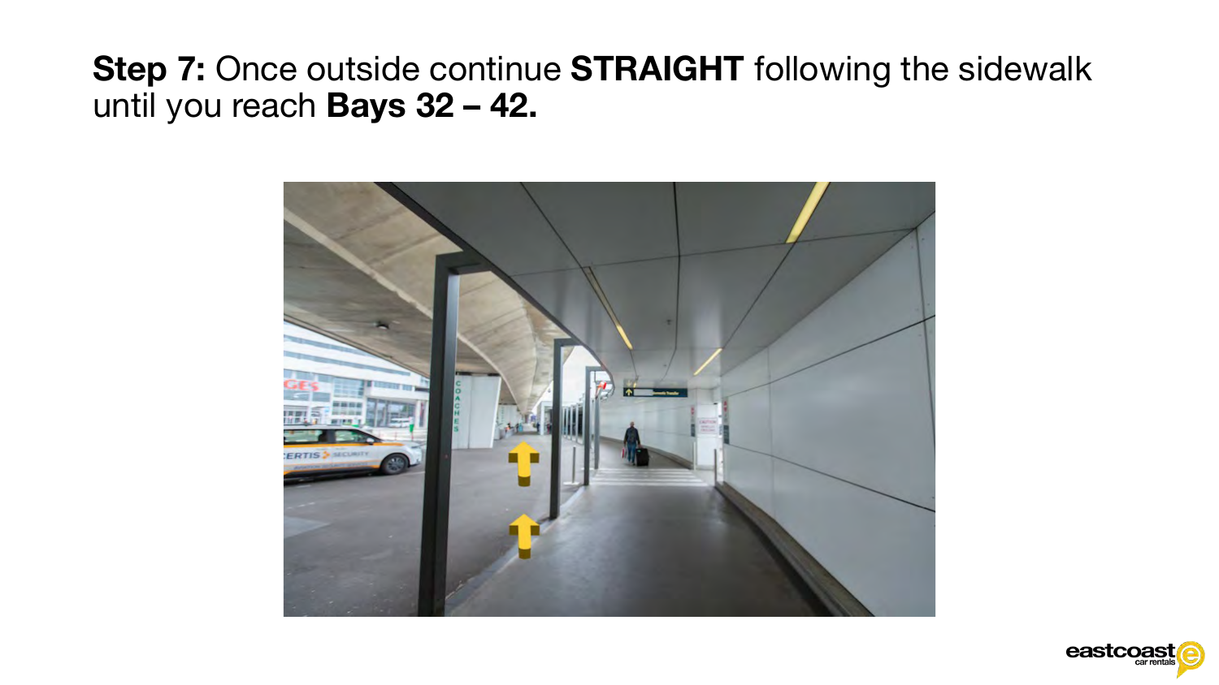**Step 7:** Once outside continue **STRAIGHT** following the sidewalk until you reach **Bays 32 – 42.**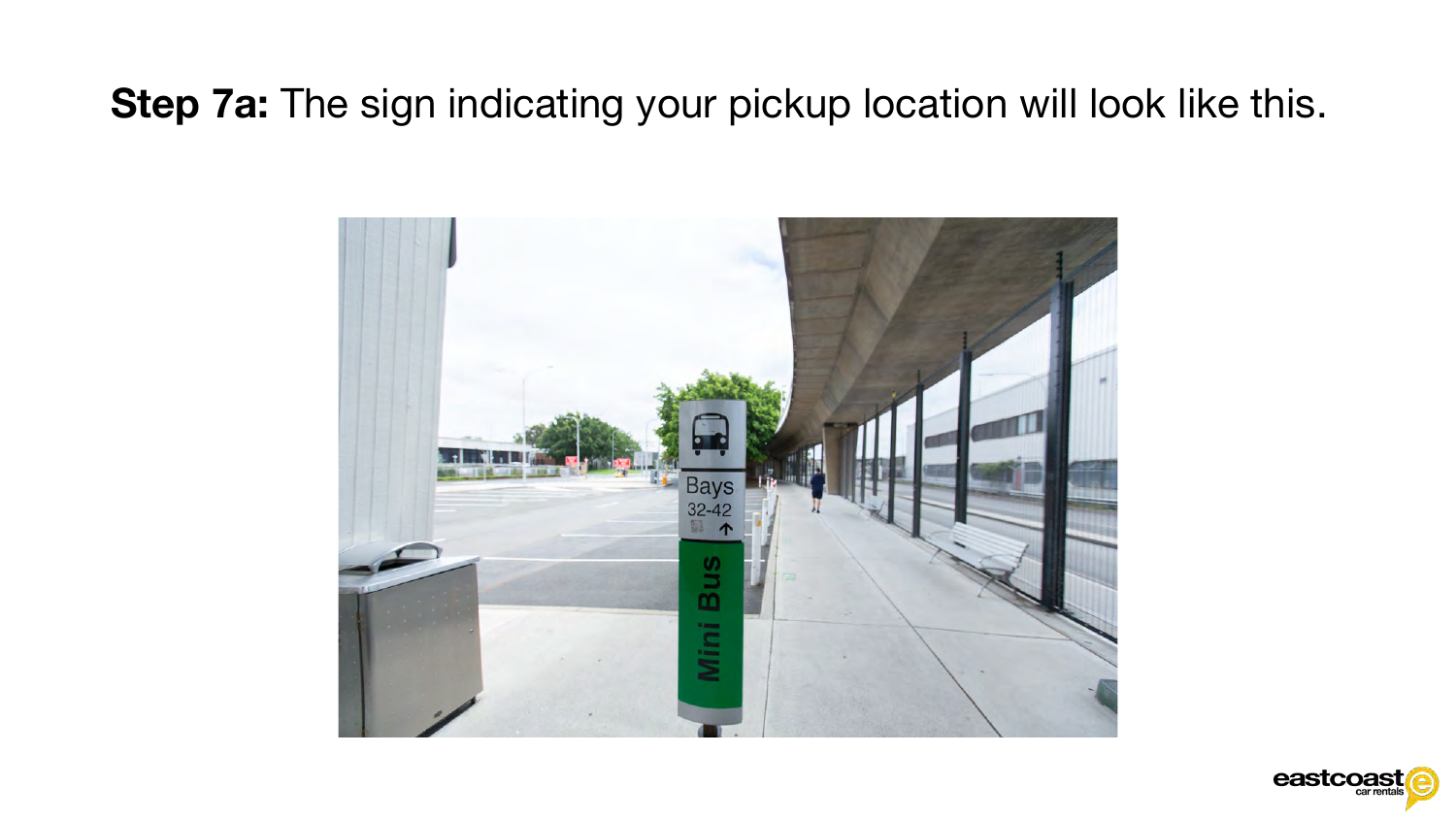**Step 7a:** The sign indicating your pickup location will look like this.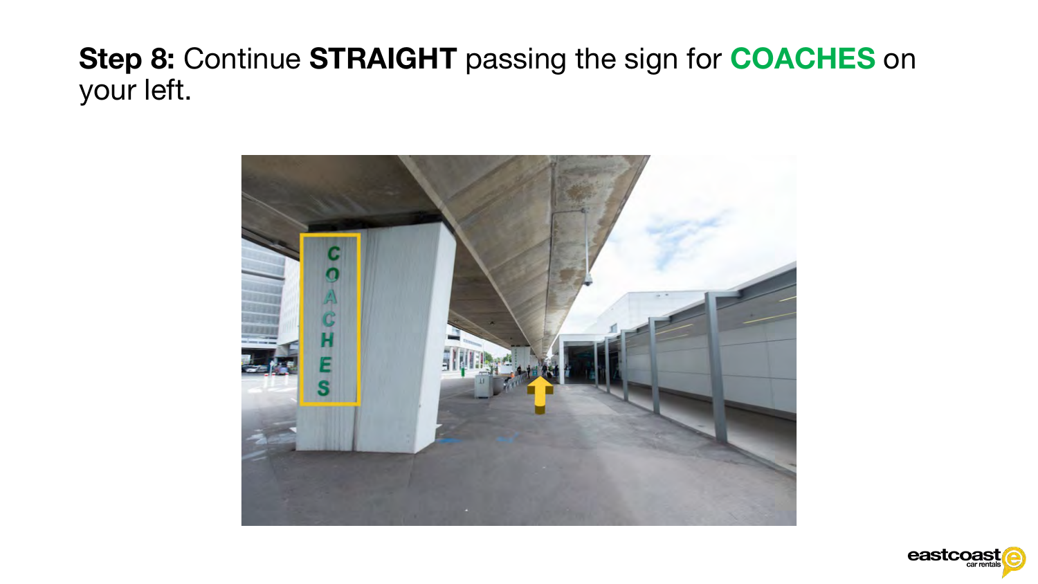**Step 8:** Continue **STRAIGHT** passing the sign for **COACHES** on your left.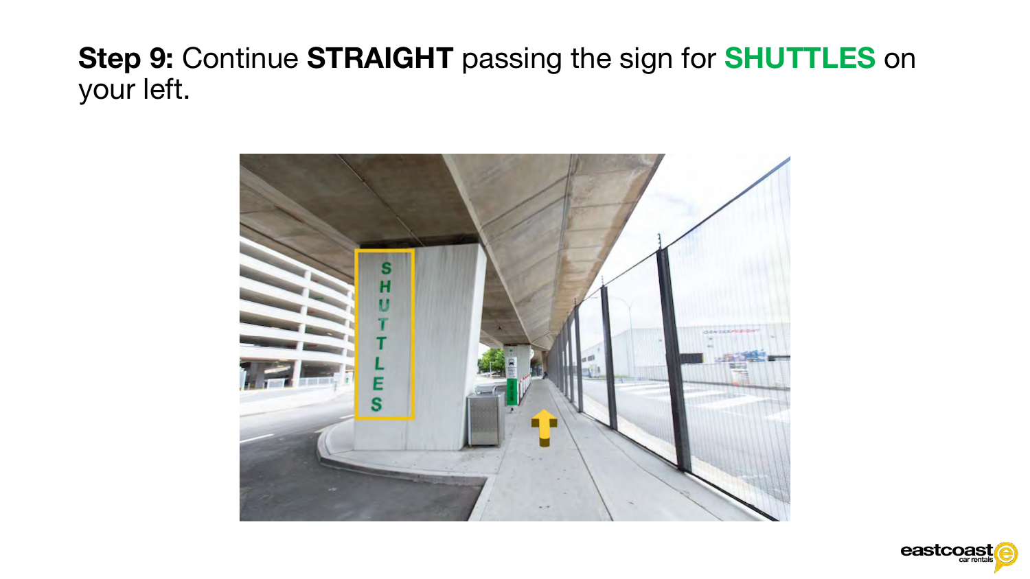**Step 9:** Continue **STRAIGHT** passing the sign for **SHUTTLES** on your left.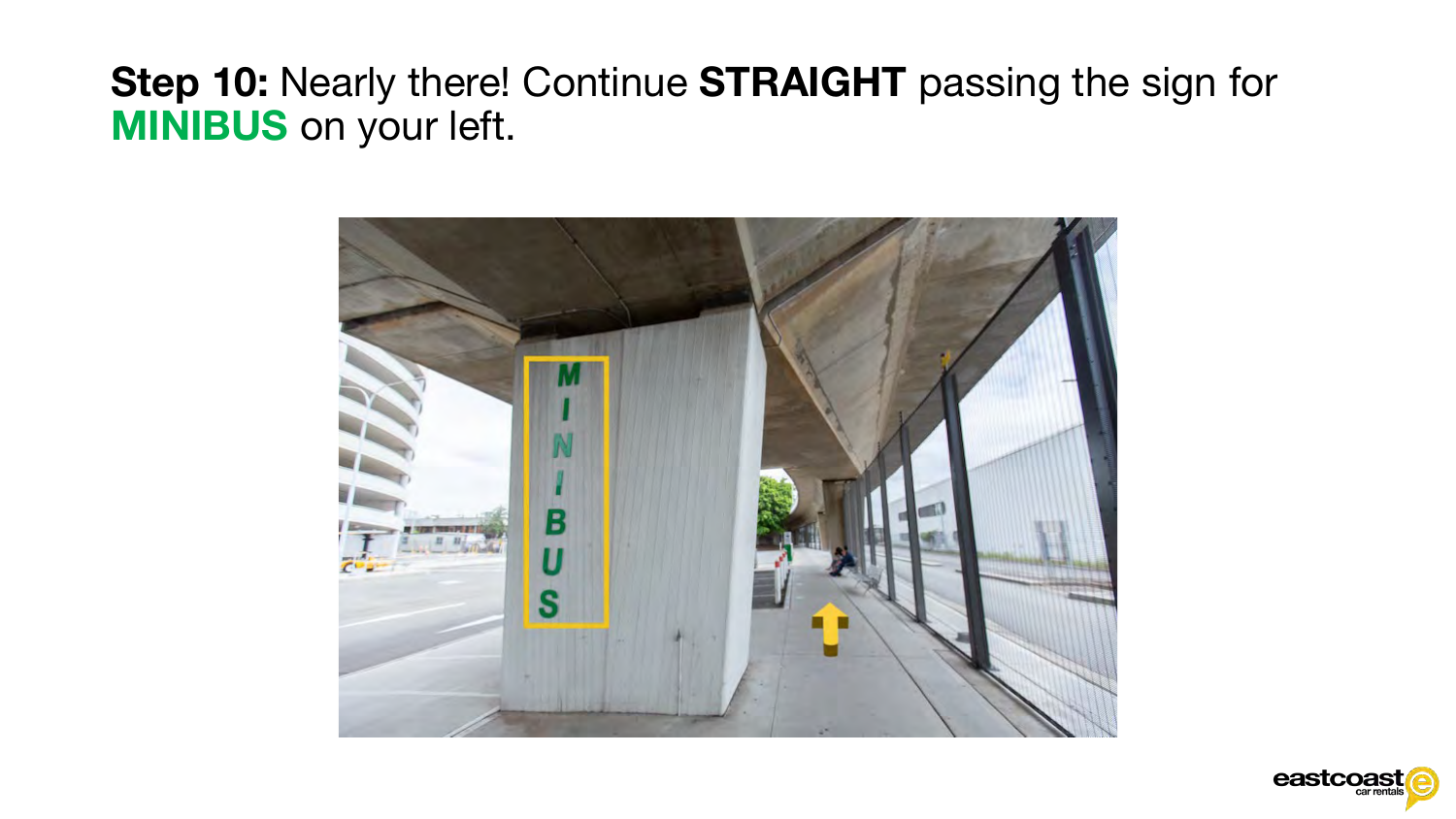**Step 10:** Nearly there! Continue **STRAIGHT** passing the sign for **MINIBUS** on your left.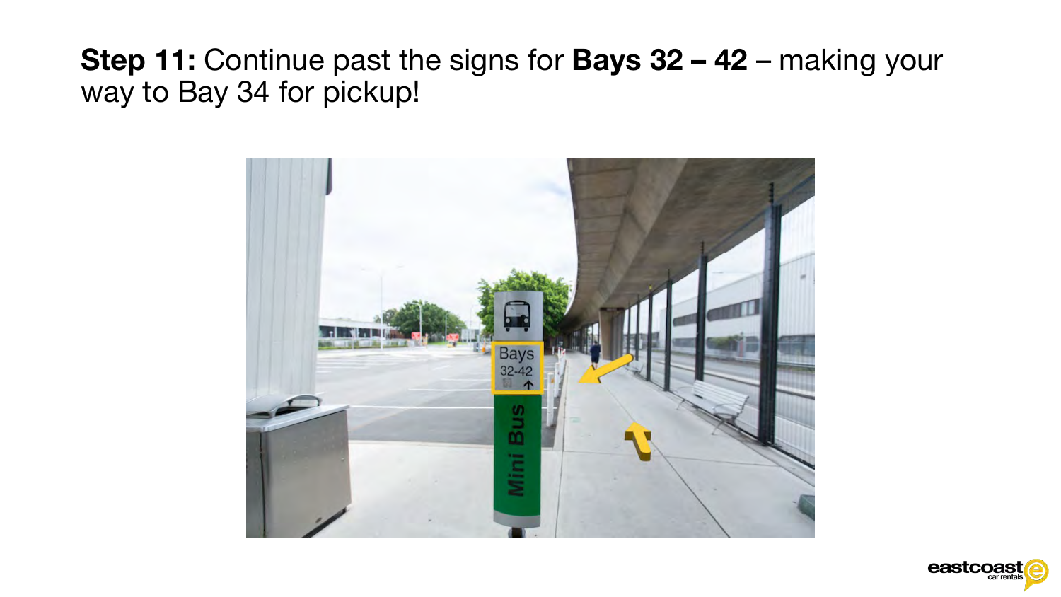**Step 11:** Continue past the signs for **Bays 32 – 42** – making your way to Bay 34 for pickup!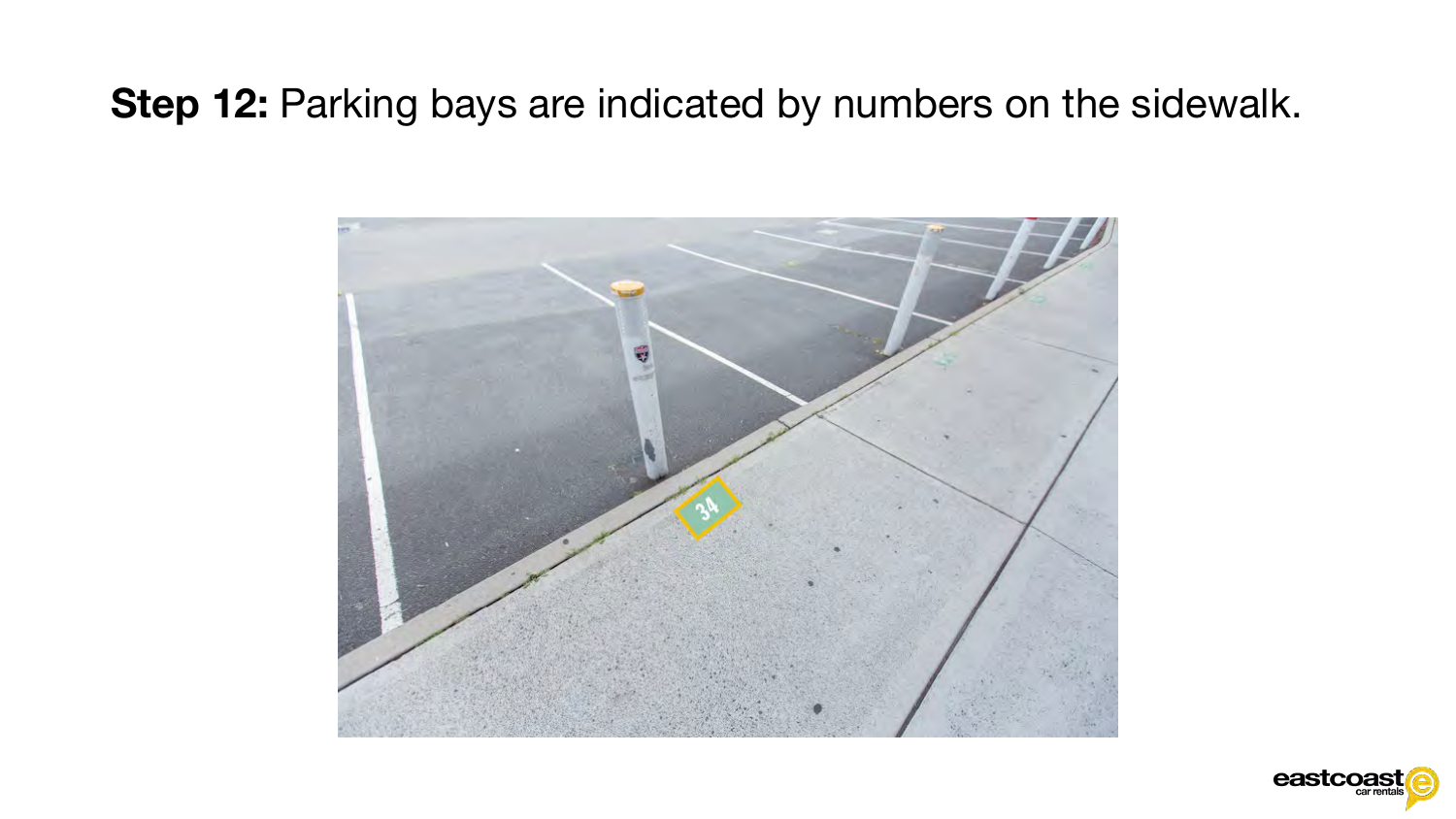**Step 12:** Parking bays are indicated by numbers on the sidewalk.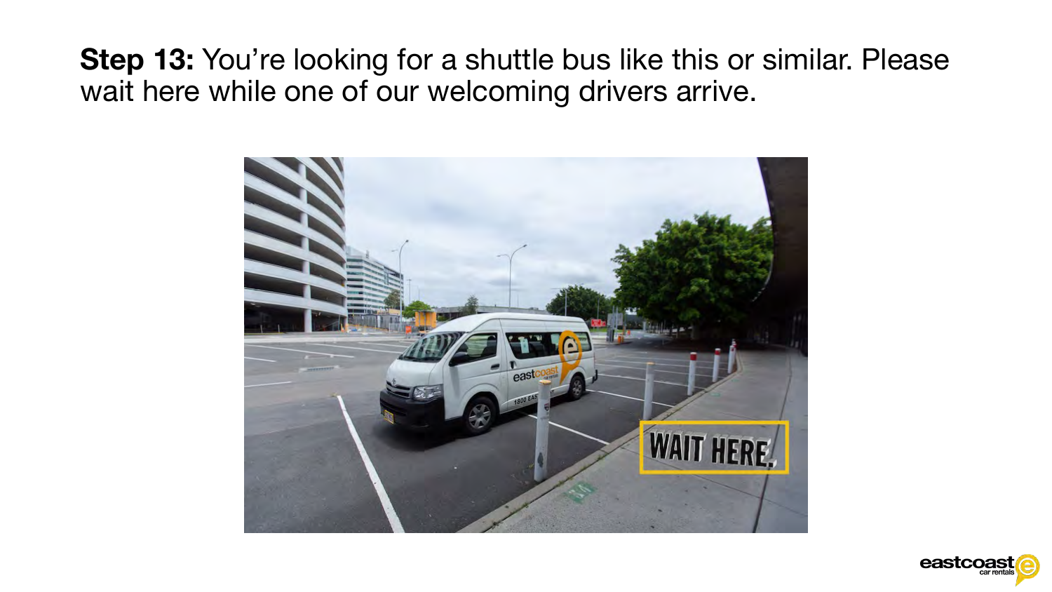**Step 13:** You're looking for a shuttle bus like this or similar. Please wait here while one of our welcoming drivers arrive.